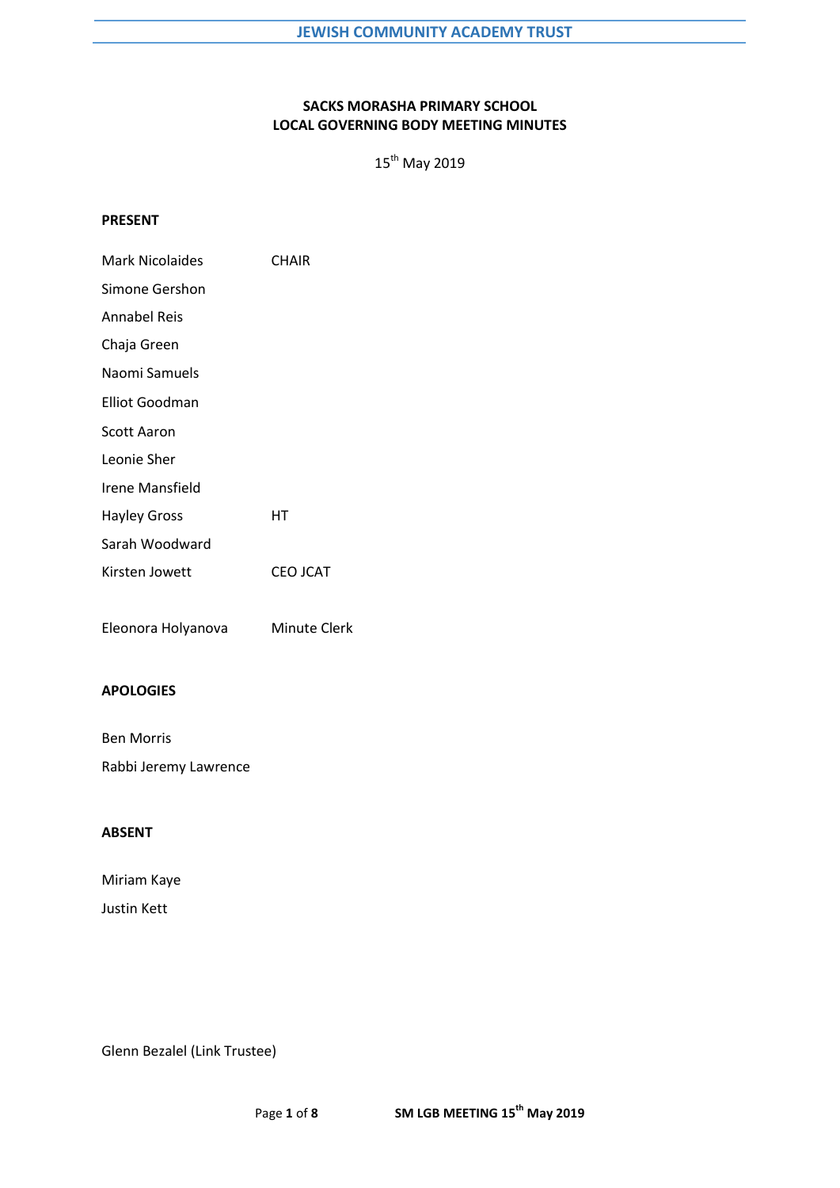# SACKS MORASHA PRIMARY SCHOOL
## LOCAL GOVERNING BODY MEETING MINUTES

15th May 2019

**PRESENT**

| | |
|---|---|
| Mark Nicolaides | CHAIR |
| Simone Gershon | |
| Annabel Reis | |
| Chaja Green | |
| Naomi Samuels | |
| Elliot Goodman | |
| Scott Aaron | |
| Leonie Sher | |
| Irene Mansfield | |
| Hayley Gross | HT |
| Sarah Woodward | |
| Kirsten Jowett | CEO JCAT |
| | |
| Eleonora Holyanova | Minute Clerk |

**APOLOGIES**

Ben Morris

Rabbi Jeremy Lawrence

**ABSENT**

Miriam Kaye

Justin Kett

Glenn Bezalel (Link Trustee)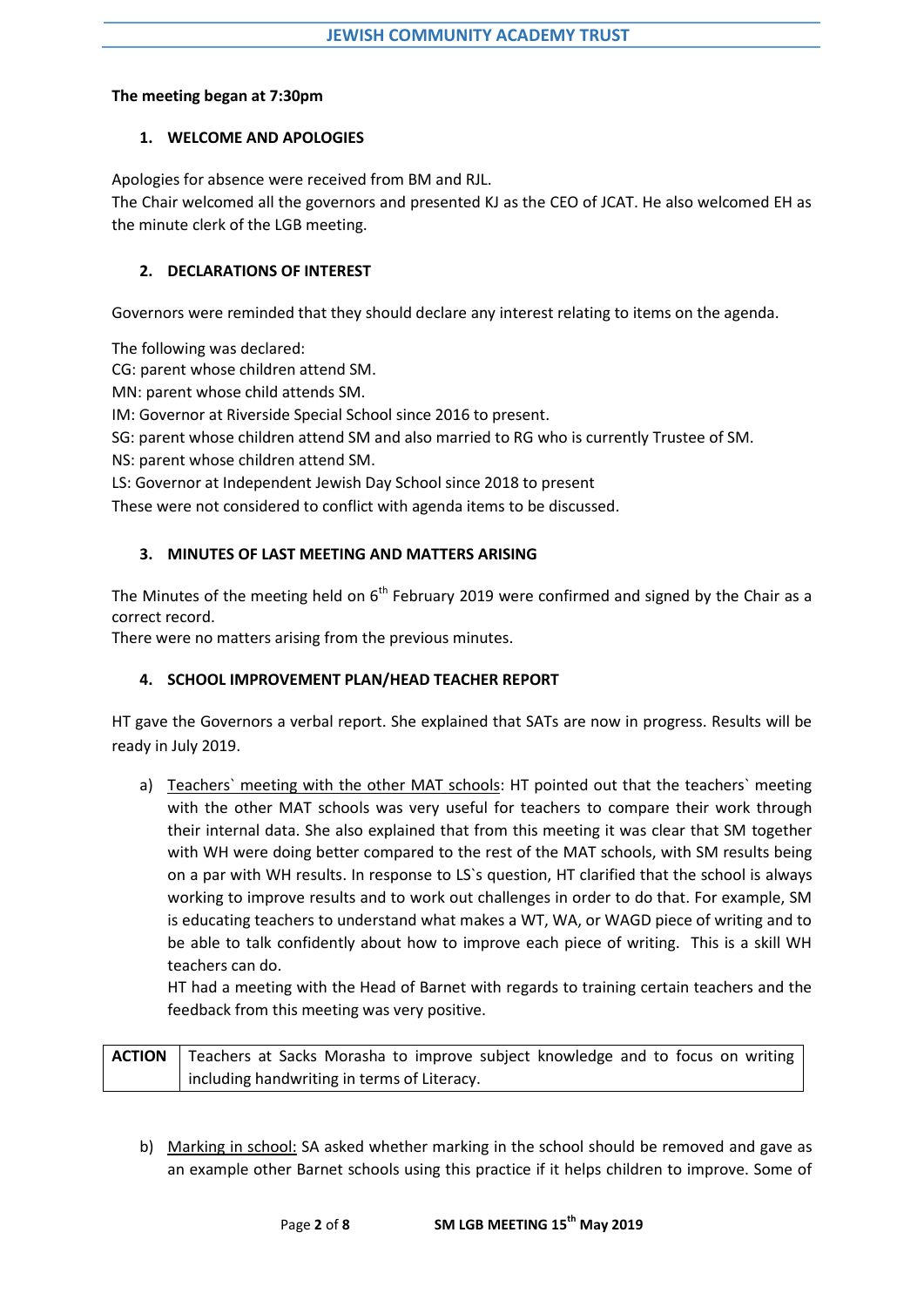**The meeting began at 7:30pm**

## 1. WELCOME AND APOLOGIES

Apologies for absence were received from BM and RJL.
The Chair welcomed all the governors and presented KJ as the CEO of JCAT. He also welcomed EH as the minute clerk of the LGB meeting.

## 2. DECLARATIONS OF INTEREST

Governors were reminded that they should declare any interest relating to items on the agenda.

The following was declared:
CG: parent whose children attend SM.
MN: parent whose child attends SM.
IM: Governor at Riverside Special School since 2016 to present.
SG: parent whose children attend SM and also married to RG who is currently Trustee of SM.
NS: parent whose children attend SM.
LS: Governor at Independent Jewish Day School since 2018 to present
These were not considered to conflict with agenda items to be discussed.

## 3. MINUTES OF LAST MEETING AND MATTERS ARISING

The Minutes of the meeting held on 6th February 2019 were confirmed and signed by the Chair as a correct record.
There were no matters arising from the previous minutes.

## 4. SCHOOL IMPROVEMENT PLAN/HEAD TEACHER REPORT

HT gave the Governors a verbal report. She explained that SATs are now in progress. Results will be ready in July 2019.

a) Teachers` meeting with the other MAT schools: HT pointed out that the teachers` meeting with the other MAT schools was very useful for teachers to compare their work through their internal data. She also explained that from this meeting it was clear that SM together with WH were doing better compared to the rest of the MAT schools, with SM results being on a par with WH results. In response to LS`s question, HT clarified that the school is always working to improve results and to work out challenges in order to do that. For example, SM is educating teachers to understand what makes a WT, WA, or WAGD piece of writing and to be able to talk confidently about how to improve each piece of writing. This is a skill WH teachers can do.
HT had a meeting with the Head of Barnet with regards to training certain teachers and the feedback from this meeting was very positive.

| **ACTION** | Teachers at Sacks Morasha to improve subject knowledge and to focus on writing including handwriting in terms of Literacy. |
|---|---|

b) Marking in school: SA asked whether marking in the school should be removed and gave as an example other Barnet schools using this practice if it helps children to improve. Some of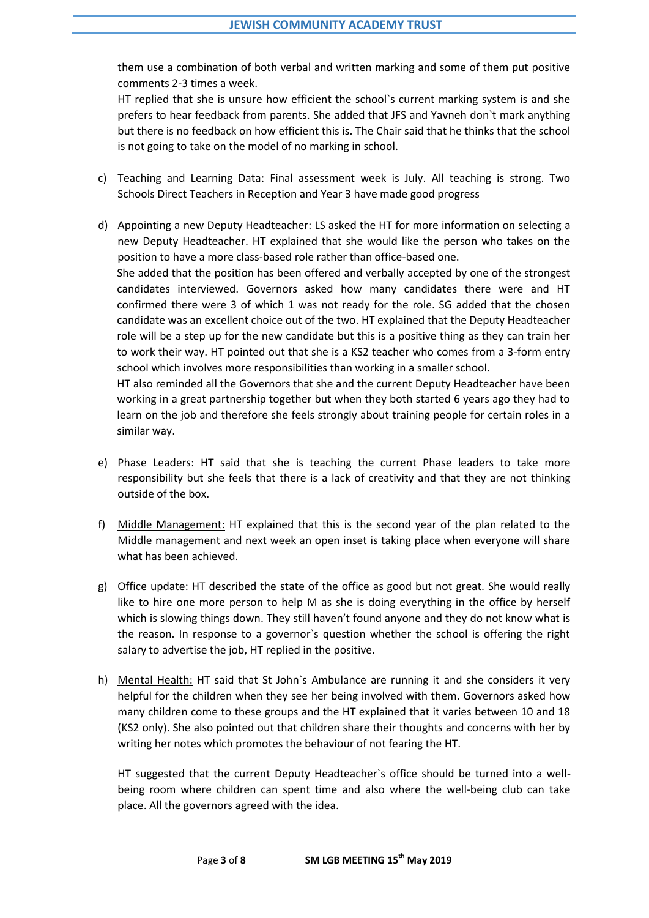them use a combination of both verbal and written marking and some of them put positive comments 2-3 times a week.
HT replied that she is unsure how efficient the school`s current marking system is and she prefers to hear feedback from parents. She added that JFS and Yavneh don`t mark anything but there is no feedback on how efficient this is. The Chair said that he thinks that the school is not going to take on the model of no marking in school.

c) Teaching and Learning Data: Final assessment week is July. All teaching is strong. Two Schools Direct Teachers in Reception and Year 3 have made good progress

d) Appointing a new Deputy Headteacher: LS asked the HT for more information on selecting a new Deputy Headteacher. HT explained that she would like the person who takes on the position to have a more class-based role rather than office-based one.
She added that the position has been offered and verbally accepted by one of the strongest candidates interviewed. Governors asked how many candidates there were and HT confirmed there were 3 of which 1 was not ready for the role. SG added that the chosen candidate was an excellent choice out of the two. HT explained that the Deputy Headteacher role will be a step up for the new candidate but this is a positive thing as they can train her to work their way. HT pointed out that she is a KS2 teacher who comes from a 3-form entry school which involves more responsibilities than working in a smaller school.
HT also reminded all the Governors that she and the current Deputy Headteacher have been working in a great partnership together but when they both started 6 years ago they had to learn on the job and therefore she feels strongly about training people for certain roles in a similar way.

e) Phase Leaders: HT said that she is teaching the current Phase leaders to take more responsibility but she feels that there is a lack of creativity and that they are not thinking outside of the box.

f) Middle Management: HT explained that this is the second year of the plan related to the Middle management and next week an open inset is taking place when everyone will share what has been achieved.

g) Office update: HT described the state of the office as good but not great. She would really like to hire one more person to help M as she is doing everything in the office by herself which is slowing things down. They still haven't found anyone and they do not know what is the reason. In response to a governor`s question whether the school is offering the right salary to advertise the job, HT replied in the positive.

h) Mental Health: HT said that St John`s Ambulance are running it and she considers it very helpful for the children when they see her being involved with them. Governors asked how many children come to these groups and the HT explained that it varies between 10 and 18 (KS2 only). She also pointed out that children share their thoughts and concerns with her by writing her notes which promotes the behaviour of not fearing the HT.

HT suggested that the current Deputy Headteacher`s office should be turned into a well-being room where children can spent time and also where the well-being club can take place. All the governors agreed with the idea.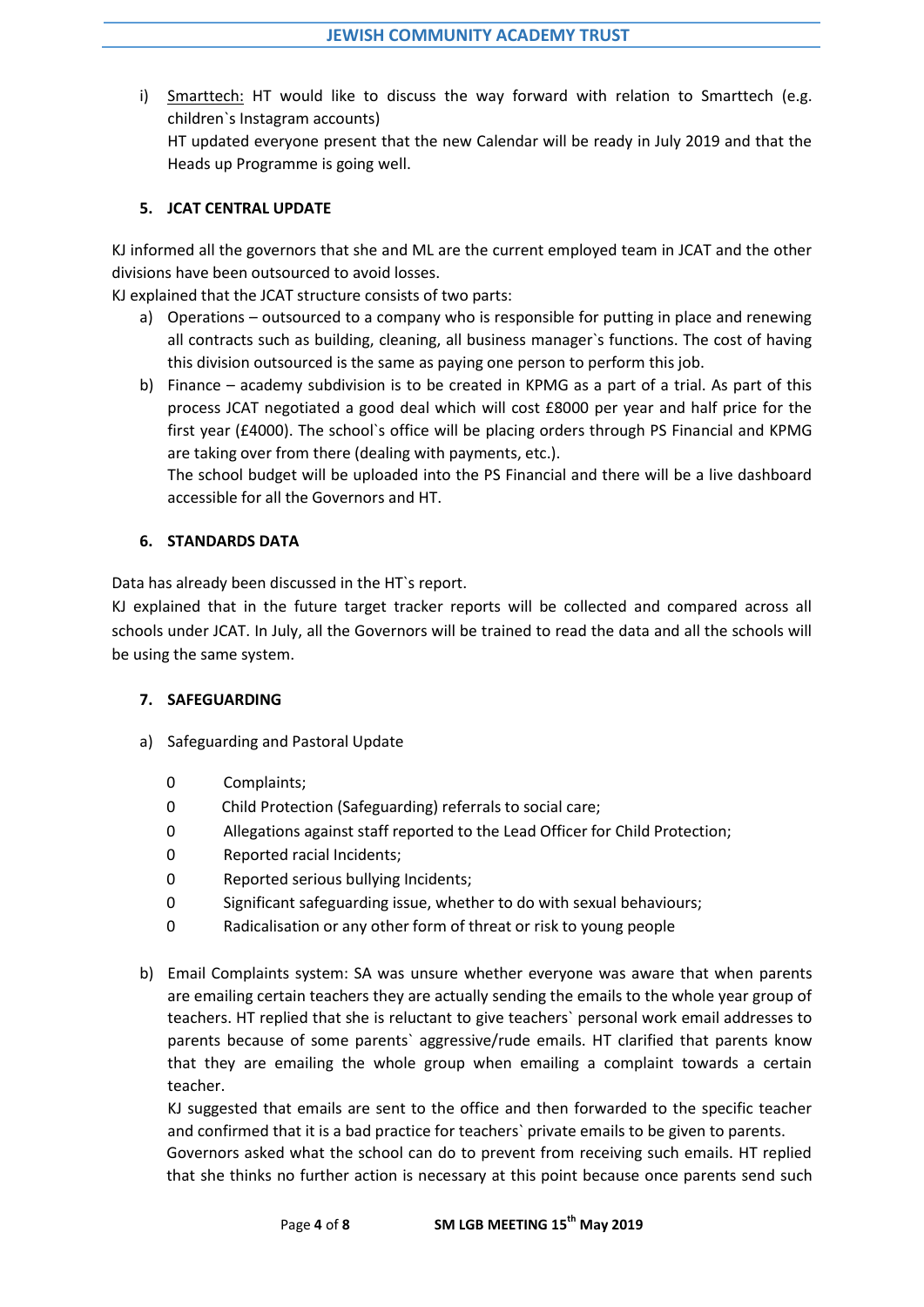i) <u>Smarttech:</u> HT would like to discuss the way forward with relation to Smarttech (e.g. children`s Instagram accounts)
   HT updated everyone present that the new Calendar will be ready in July 2019 and that the Heads up Programme is going well.

## 5. JCAT CENTRAL UPDATE

KJ informed all the governors that she and ML are the current employed team in JCAT and the other divisions have been outsourced to avoid losses.
KJ explained that the JCAT structure consists of two parts:

a) Operations – outsourced to a company who is responsible for putting in place and renewing all contracts such as building, cleaning, all business manager`s functions. The cost of having this division outsourced is the same as paying one person to perform this job.
b) Finance – academy subdivision is to be created in KPMG as a part of a trial. As part of this process JCAT negotiated a good deal which will cost £8000 per year and half price for the first year (£4000). The school`s office will be placing orders through PS Financial and KPMG are taking over from there (dealing with payments, etc.).
   The school budget will be uploaded into the PS Financial and there will be a live dashboard accessible for all the Governors and HT.

## 6. STANDARDS DATA

Data has already been discussed in the HT`s report.
KJ explained that in the future target tracker reports will be collected and compared across all schools under JCAT. In July, all the Governors will be trained to read the data and all the schools will be using the same system.

## 7. SAFEGUARDING

a) Safeguarding and Pastoral Update

   0 Complaints;
   0 Child Protection (Safeguarding) referrals to social care;
   0 Allegations against staff reported to the Lead Officer for Child Protection;
   0 Reported racial Incidents;
   0 Reported serious bullying Incidents;
   0 Significant safeguarding issue, whether to do with sexual behaviours;
   0 Radicalisation or any other form of threat or risk to young people

b) Email Complaints system: SA was unsure whether everyone was aware that when parents are emailing certain teachers they are actually sending the emails to the whole year group of teachers. HT replied that she is reluctant to give teachers` personal work email addresses to parents because of some parents` aggressive/rude emails. HT clarified that parents know that they are emailing the whole group when emailing a complaint towards a certain teacher.
   KJ suggested that emails are sent to the office and then forwarded to the specific teacher and confirmed that it is a bad practice for teachers` private emails to be given to parents.
   Governors asked what the school can do to prevent from receiving such emails. HT replied that she thinks no further action is necessary at this point because once parents send such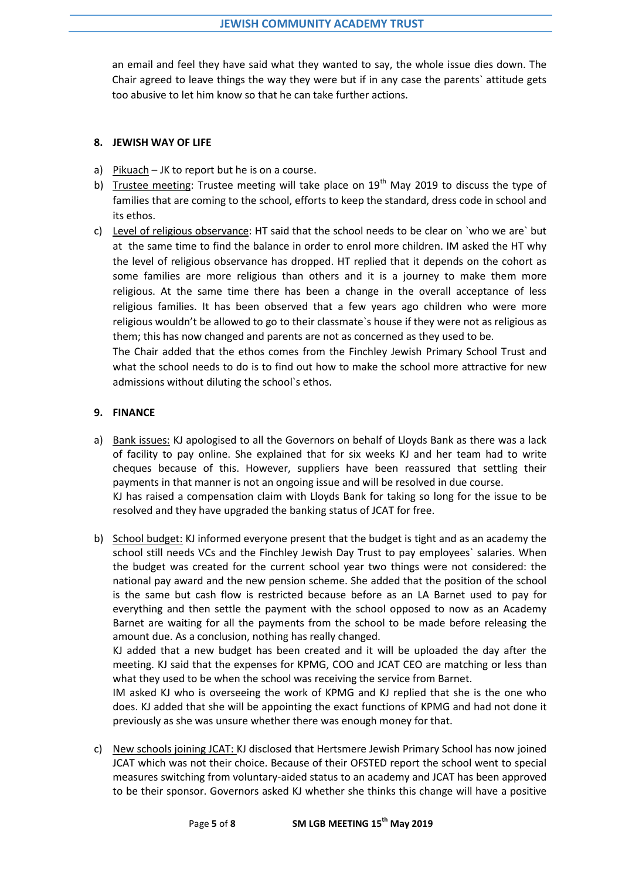an email and feel they have said what they wanted to say, the whole issue dies down. The Chair agreed to leave things the way they were but if in any case the parents` attitude gets too abusive to let him know so that he can take further actions.

## 8. JEWISH WAY OF LIFE

a) Pikuach – JK to report but he is on a course.

b) Trustee meeting: Trustee meeting will take place on 19th May 2019 to discuss the type of families that are coming to the school, efforts to keep the standard, dress code in school and its ethos.

c) Level of religious observance: HT said that the school needs to be clear on `who we are` but at the same time to find the balance in order to enrol more children. IM asked the HT why the level of religious observance has dropped. HT replied that it depends on the cohort as some families are more religious than others and it is a journey to make them more religious. At the same time there has been a change in the overall acceptance of less religious families. It has been observed that a few years ago children who were more religious wouldn't be allowed to go to their classmate`s house if they were not as religious as them; this has now changed and parents are not as concerned as they used to be.
The Chair added that the ethos comes from the Finchley Jewish Primary School Trust and what the school needs to do is to find out how to make the school more attractive for new admissions without diluting the school`s ethos.

## 9. FINANCE

a) Bank issues: KJ apologised to all the Governors on behalf of Lloyds Bank as there was a lack of facility to pay online. She explained that for six weeks KJ and her team had to write cheques because of this. However, suppliers have been reassured that settling their payments in that manner is not an ongoing issue and will be resolved in due course.
KJ has raised a compensation claim with Lloyds Bank for taking so long for the issue to be resolved and they have upgraded the banking status of JCAT for free.

b) School budget: KJ informed everyone present that the budget is tight and as an academy the school still needs VCs and the Finchley Jewish Day Trust to pay employees` salaries. When the budget was created for the current school year two things were not considered: the national pay award and the new pension scheme. She added that the position of the school is the same but cash flow is restricted because before as an LA Barnet used to pay for everything and then settle the payment with the school opposed to now as an Academy Barnet are waiting for all the payments from the school to be made before releasing the amount due. As a conclusion, nothing has really changed.
KJ added that a new budget has been created and it will be uploaded the day after the meeting. KJ said that the expenses for KPMG, COO and JCAT CEO are matching or less than what they used to be when the school was receiving the service from Barnet.
IM asked KJ who is overseeing the work of KPMG and KJ replied that she is the one who does. KJ added that she will be appointing the exact functions of KPMG and had not done it previously as she was unsure whether there was enough money for that.

c) New schools joining JCAT: KJ disclosed that Hertsmere Jewish Primary School has now joined JCAT which was not their choice. Because of their OFSTED report the school went to special measures switching from voluntary-aided status to an academy and JCAT has been approved to be their sponsor. Governors asked KJ whether she thinks this change will have a positive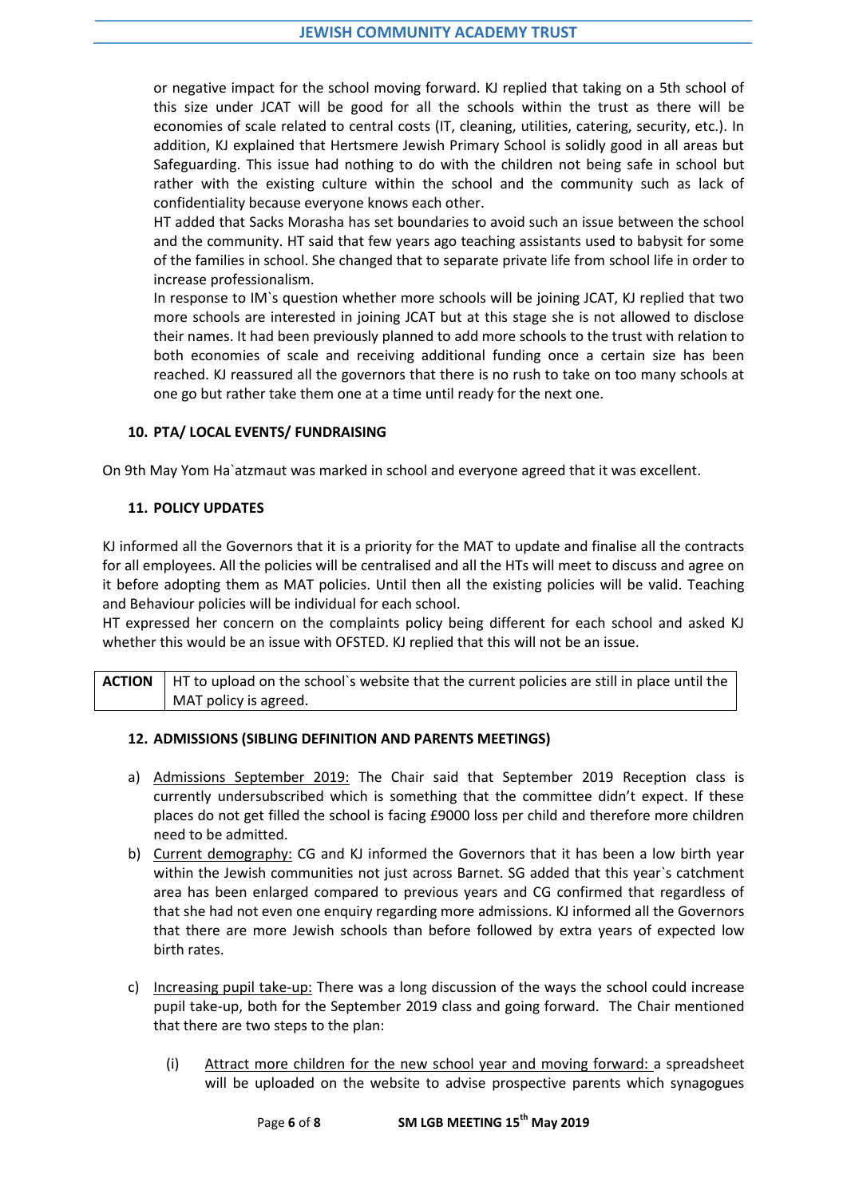or negative impact for the school moving forward. KJ replied that taking on a 5th school of this size under JCAT will be good for all the schools within the trust as there will be economies of scale related to central costs (IT, cleaning, utilities, catering, security, etc.). In addition, KJ explained that Hertsmere Jewish Primary School is solidly good in all areas but Safeguarding. This issue had nothing to do with the children not being safe in school but rather with the existing culture within the school and the community such as lack of confidentiality because everyone knows each other.

HT added that Sacks Morasha has set boundaries to avoid such an issue between the school and the community. HT said that few years ago teaching assistants used to babysit for some of the families in school. She changed that to separate private life from school life in order to increase professionalism.

In response to IM`s question whether more schools will be joining JCAT, KJ replied that two more schools are interested in joining JCAT but at this stage she is not allowed to disclose their names. It had been previously planned to add more schools to the trust with relation to both economies of scale and receiving additional funding once a certain size has been reached. KJ reassured all the governors that there is no rush to take on too many schools at one go but rather take them one at a time until ready for the next one.

### 10. PTA/ LOCAL EVENTS/ FUNDRAISING

On 9th May Yom Ha`atzmaut was marked in school and everyone agreed that it was excellent.

### 11. POLICY UPDATES

KJ informed all the Governors that it is a priority for the MAT to update and finalise all the contracts for all employees. All the policies will be centralised and all the HTs will meet to discuss and agree on it before adopting them as MAT policies. Until then all the existing policies will be valid. Teaching and Behaviour policies will be individual for each school.

HT expressed her concern on the complaints policy being different for each school and asked KJ whether this would be an issue with OFSTED. KJ replied that this will not be an issue.

| **ACTION** | HT to upload on the school`s website that the current policies are still in place until the MAT policy is agreed. |
|---|---|

### 12. ADMISSIONS (SIBLING DEFINITION AND PARENTS MEETINGS)

a) Admissions September 2019: The Chair said that September 2019 Reception class is currently undersubscribed which is something that the committee didn't expect. If these places do not get filled the school is facing £9000 loss per child and therefore more children need to be admitted.

b) Current demography: CG and KJ informed the Governors that it has been a low birth year within the Jewish communities not just across Barnet. SG added that this year`s catchment area has been enlarged compared to previous years and CG confirmed that regardless of that she had not even one enquiry regarding more admissions. KJ informed all the Governors that there are more Jewish schools than before followed by extra years of expected low birth rates.

c) Increasing pupil take-up: There was a long discussion of the ways the school could increase pupil take-up, both for the September 2019 class and going forward. The Chair mentioned that there are two steps to the plan:

   (i) Attract more children for the new school year and moving forward: a spreadsheet will be uploaded on the website to advise prospective parents which synagogues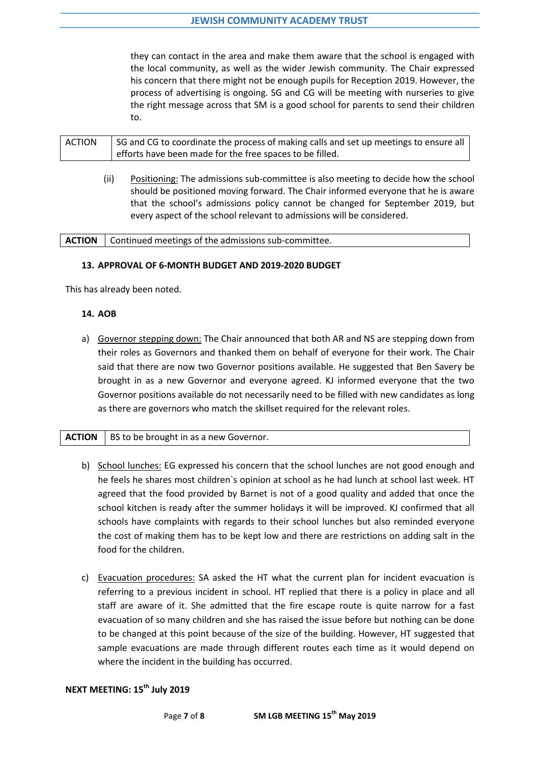they can contact in the area and make them aware that the school is engaged with the local community, as well as the wider Jewish community. The Chair expressed his concern that there might not be enough pupils for Reception 2019. However, the process of advertising is ongoing. SG and CG will be meeting with nurseries to give the right message across that SM is a good school for parents to send their children to.

| ACTION | SG and CG to coordinate the process of making calls and set up meetings to ensure all efforts have been made for the free spaces to be filled. |
|---|---|

(ii) Positioning: The admissions sub-committee is also meeting to decide how the school should be positioned moving forward. The Chair informed everyone that he is aware that the school's admissions policy cannot be changed for September 2019, but every aspect of the school relevant to admissions will be considered.

| **ACTION** | Continued meetings of the admissions sub-committee. |
|---|---|

### 13. APPROVAL OF 6-MONTH BUDGET AND 2019-2020 BUDGET

This has already been noted.

### 14. AOB

a) Governor stepping down: The Chair announced that both AR and NS are stepping down from their roles as Governors and thanked them on behalf of everyone for their work. The Chair said that there are now two Governor positions available. He suggested that Ben Savery be brought in as a new Governor and everyone agreed. KJ informed everyone that the two Governor positions available do not necessarily need to be filled with new candidates as long as there are governors who match the skillset required for the relevant roles.

| **ACTION** | BS to be brought in as a new Governor. |
|---|---|

b) School lunches: EG expressed his concern that the school lunches are not good enough and he feels he shares most children`s opinion at school as he had lunch at school last week. HT agreed that the food provided by Barnet is not of a good quality and added that once the school kitchen is ready after the summer holidays it will be improved. KJ confirmed that all schools have complaints with regards to their school lunches but also reminded everyone the cost of making them has to be kept low and there are restrictions on adding salt in the food for the children.

c) Evacuation procedures: SA asked the HT what the current plan for incident evacuation is referring to a previous incident in school. HT replied that there is a policy in place and all staff are aware of it. She admitted that the fire escape route is quite narrow for a fast evacuation of so many children and she has raised the issue before but nothing can be done to be changed at this point because of the size of the building. However, HT suggested that sample evacuations are made through different routes each time as it would depend on where the incident in the building has occurred.

**NEXT MEETING: 15th July 2019**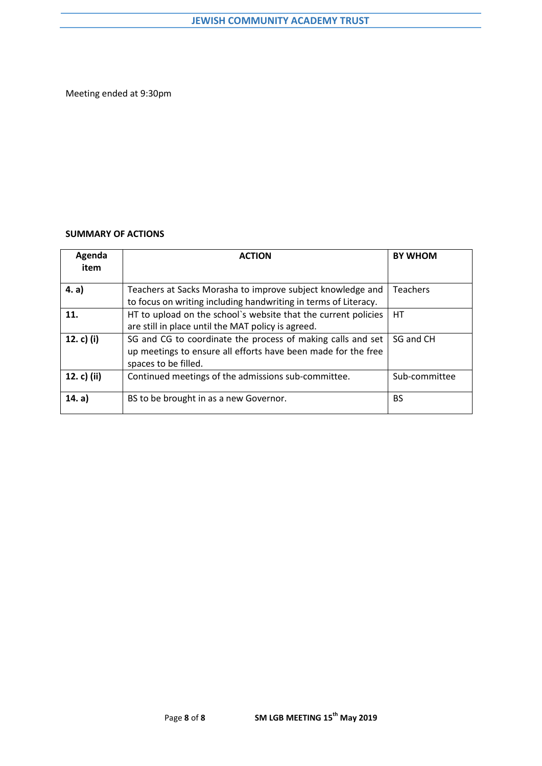Meeting ended at 9:30pm

**SUMMARY OF ACTIONS**

| Agenda item | ACTION | BY WHOM |
|---|---|---|
| **4. a)** | Teachers at Sacks Morasha to improve subject knowledge and to focus on writing including handwriting in terms of Literacy. | Teachers |
| **11.** | HT to upload on the school`s website that the current policies are still in place until the MAT policy is agreed. | HT |
| **12. c) (i)** | SG and CG to coordinate the process of making calls and set up meetings to ensure all efforts have been made for the free spaces to be filled. | SG and CH |
| **12. c) (ii)** | Continued meetings of the admissions sub-committee. | Sub-committee |
| **14. a)** | BS to be brought in as a new Governor. | BS |